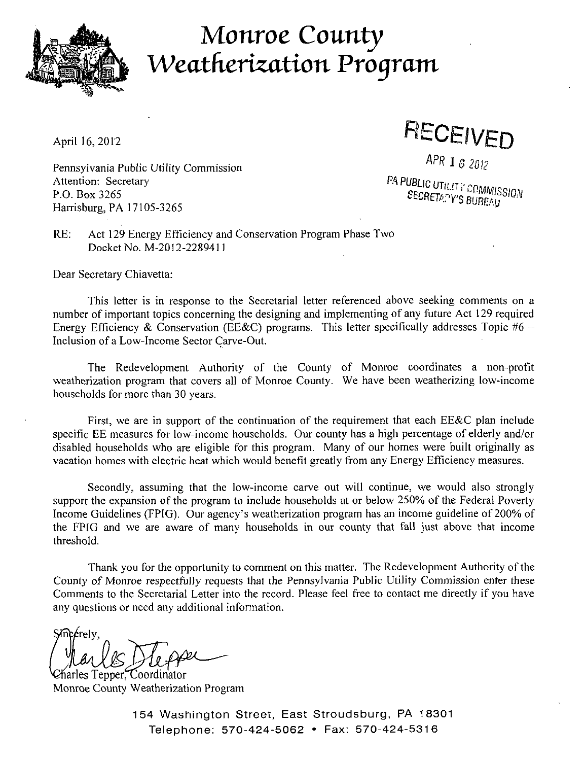# Monroe County Weatherization Program

April 16, 2012

**RECEIVED**

APR 16 2012

PA PUBLIC UTILITY COMMISSION
SECRETARY'S BUREAU

Pennsylvania Public Utility Commission
Attention: Secretary
P.O. Box 3265
Harrisburg, PA 17105-3265

RE: Act 129 Energy Efficiency and Conservation Program Phase Two
Docket No. M-2012-2289411

Dear Secretary Chiavetta:

This letter is in response to the Secretarial letter referenced above seeking comments on a number of important topics concerning the designing and implementing of any future Act 129 required Energy Efficiency & Conservation (EE&C) programs. This letter specifically addresses Topic #6 – Inclusion of a Low-Income Sector Carve-Out.

The Redevelopment Authority of the County of Monroe coordinates a non-profit weatherization program that covers all of Monroe County. We have been weatherizing low-income households for more than 30 years.

First, we are in support of the continuation of the requirement that each EE&C plan include specific EE measures for low-income households. Our county has a high percentage of elderly and/or disabled households who are eligible for this program. Many of our homes were built originally as vacation homes with electric heat which would benefit greatly from any Energy Efficiency measures.

Secondly, assuming that the low-income carve out will continue, we would also strongly support the expansion of the program to include households at or below 250% of the Federal Poverty Income Guidelines (FPIG). Our agency's weatherization program has an income guideline of 200% of the FPIG and we are aware of many households in our county that fall just above that income threshold.

Thank you for the opportunity to comment on this matter. The Redevelopment Authority of the County of Monroe respectfully requests that the Pennsylvania Public Utility Commission enter these Comments to the Secretarial Letter into the record. Please feel free to contact me directly if you have any questions or need any additional information.

Sincerely,

Charles Tepper, Coordinator
Monroe County Weatherization Program

154 Washington Street, East Stroudsburg, PA 18301
Telephone: 570-424-5062 • Fax: 570-424-5316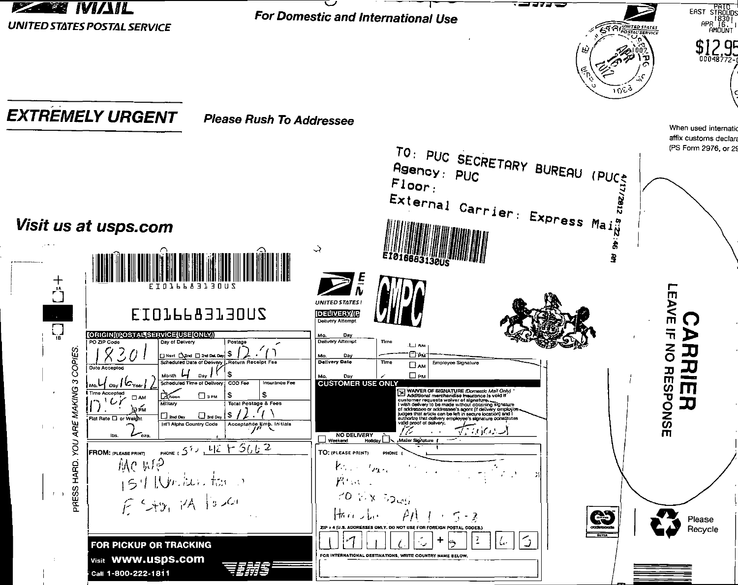MAIL

UNITED STATES POSTAL SERVICE

For Domestic and International Use

UNITED STATES POSTAL SERVICE

APR 16 2012

PAID
EAST STROUDS
18301
APR 16.
AMOUNT

$12.95
00048772-

## EXTREMELY URGENT

**Please Rush To Addressee**

When used internatic
affix customs declara
(PS Form 2976, or 29

TO: PUC SECRETARY BUREAU (PUC
Agency: PUC
Floor:
External Carrier: Express Mai

4/17/2012 8:22:46 AM

EI016683130US

**Visit us at usps.com**

EI016683130US

EI016683130US

**ORIGIN (POSTAL SERVICE USE ONLY)**

| | | | |
|---|---|---|---|
| PO ZIP Code: 18301 | Day of Delivery: ☐ Next ☑ 2nd ☐ 2nd Del. Day | Postage: $ 12.95 | |
| Date Accepted: Mo. 4 Day 16 Year 12 | Scheduled Date of Delivery: Month 4 Day 17 | Return Receipt Fee: $ | |
| Time Accepted: 17:00 ☐ AM ☑ PM | Scheduled Time of Delivery: ☑ Noon ☐ 3 PM | COD Fee: $ | Insurance Fee: $ |
| | Military: ☐ 2nd Day ☐ 3rd Day | Total Postage & Fees: $ 12.95 | |
| Flat Rate ☐ or Weight: lbs. 2 ozs. | Int'l Alpha Country Code | Acceptance Emp. Initials | |

**DELIVERY (POSTAL SERVICE USE ONLY)**

| | | | |
|---|---|---|---|
| Delivery Attempt: Mo. Day | Time | ☐ AM ☐ PM | |
| Delivery Attempt: Mo. Day | Time | ☐ AM ☐ PM | |
| Delivery Date: Mo. Day | Time | ☐ AM ☐ PM | Employee Signature |

UNITED STATES POSTAL SERVICE

CMPC

**CUSTOMER USE ONLY**

☒ WAIVER OF SIGNATURE (Domestic Mail Only) Additional merchandise insurance is void if customer requests waiver of signature. I wish delivery to be made without obtaining signature of addressee or addressee's agent (if delivery employee judges that article can be left in secure location) and I authorize that delivery employee's signature constitutes valid proof of delivery.

NO DELIVERY ☐ Weekend ☐ Holiday

Mailer Signature

FROM: (PLEASE PRINT) PHONE ( 570 ) 424-5662

MCWP
1541 [illegible]
E Str, PA 18301

TO: (PLEASE PRINT) PHONE ( )

[illegible]
[illegible]
PO Box 3265
Harrisburg PA 17105-3265

ZIP + 4 (U.S. ADDRESSES ONLY. DO NOT USE FOR FOREIGN POSTAL CODES.)

1 7 1 0 5 + 3 2 6 5

FOR INTERNATIONAL DESTINATIONS, WRITE COUNTRY NAME BELOW.

PRESS HARD. YOU ARE MAKING 3 COPIES.

**FOR PICKUP OR TRACKING**

Visit **www.usps.com**

Call 1-800-222-1811

EMS

CARRIER
LEAVE IF NO RESPONSE

Please Recycle